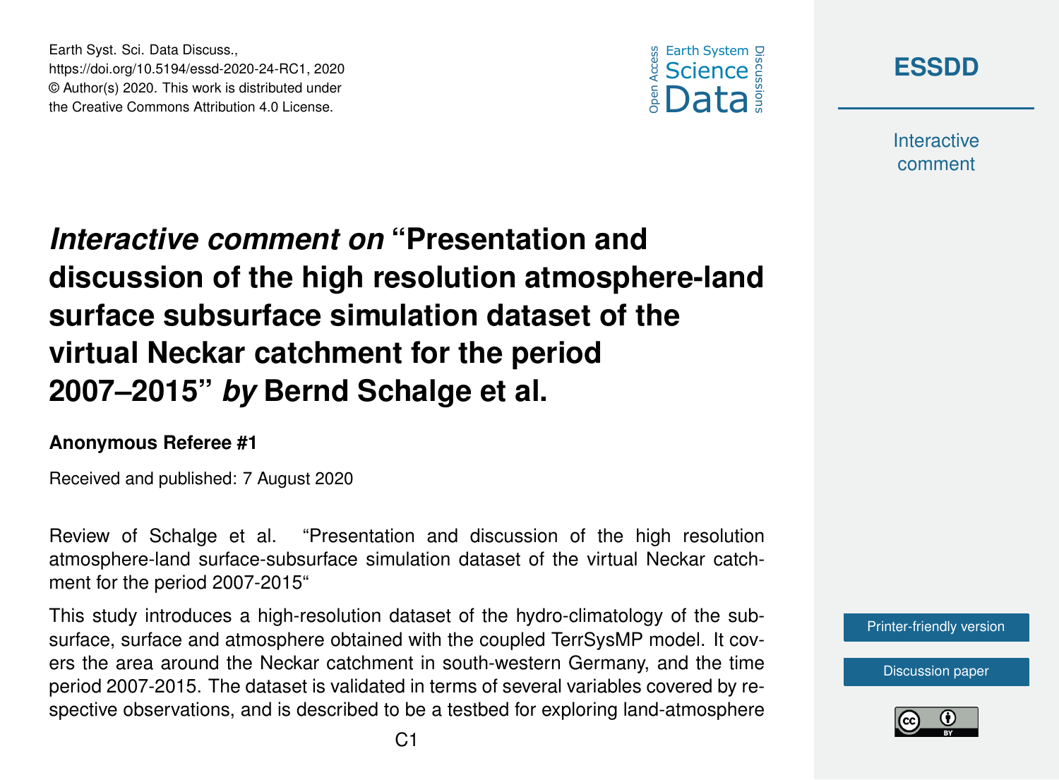Earth Syst. Sci. Data Discuss.,
https://doi.org/10.5194/essd-2020-24-RC1, 2020
© Author(s) 2020. This work is distributed under
the Creative Commons Attribution 4.0 License.

# *Interactive comment on* "Presentation and discussion of the high resolution atmosphere-land surface subsurface simulation dataset of the virtual Neckar catchment for the period 2007–2015" *by* Bernd Schalge et al.

**Anonymous Referee #1**

Received and published: 7 August 2020

Review of Schalge et al. "Presentation and discussion of the high resolution atmosphere-land surface-subsurface simulation dataset of the virtual Neckar catchment for the period 2007-2015"

This study introduces a high-resolution dataset of the hydro-climatology of the subsurface, surface and atmosphere obtained with the coupled TerrSysMP model. It covers the area around the Neckar catchment in south-western Germany, and the time period 2007-2015. The dataset is validated in terms of several variables covered by respective observations, and is described to be a testbed for exploring land-atmosphere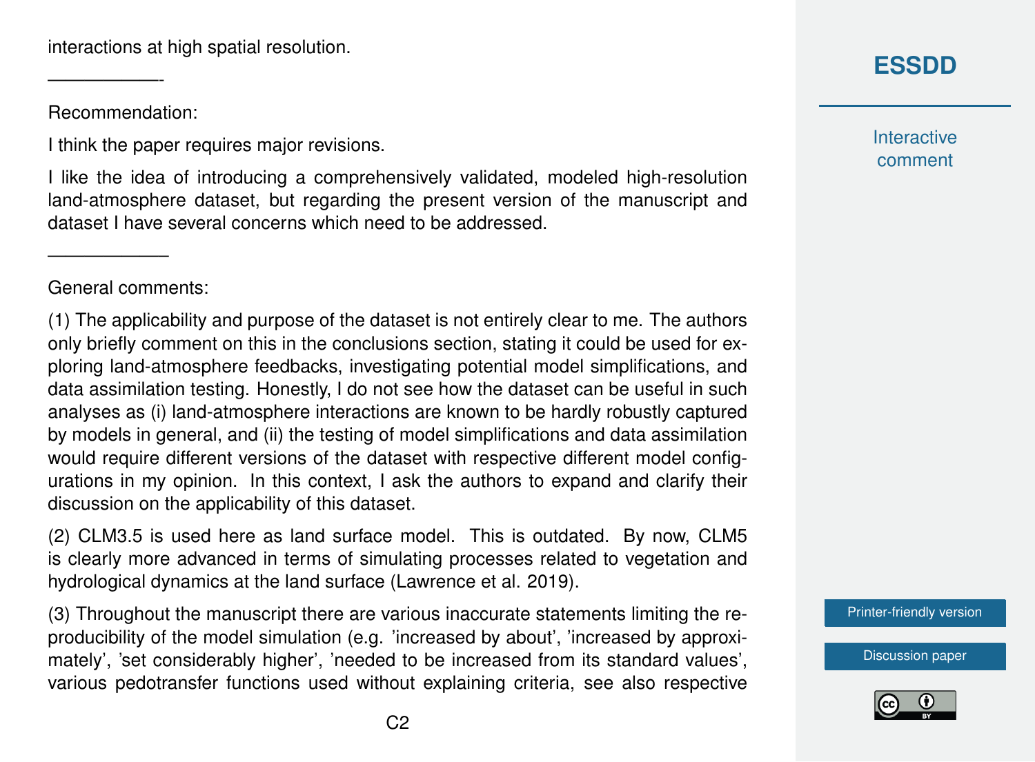interactions at high spatial resolution.

---

Recommendation:

I think the paper requires major revisions.

I like the idea of introducing a comprehensively validated, modeled high-resolution land-atmosphere dataset, but regarding the present version of the manuscript and dataset I have several concerns which need to be addressed.

---

General comments:

(1) The applicability and purpose of the dataset is not entirely clear to me. The authors only briefly comment on this in the conclusions section, stating it could be used for exploring land-atmosphere feedbacks, investigating potential model simplifications, and data assimilation testing. Honestly, I do not see how the dataset can be useful in such analyses as (i) land-atmosphere interactions are known to be hardly robustly captured by models in general, and (ii) the testing of model simplifications and data assimilation would require different versions of the dataset with respective different model configurations in my opinion. In this context, I ask the authors to expand and clarify their discussion on the applicability of this dataset.

(2) CLM3.5 is used here as land surface model. This is outdated. By now, CLM5 is clearly more advanced in terms of simulating processes related to vegetation and hydrological dynamics at the land surface (Lawrence et al. 2019).

(3) Throughout the manuscript there are various inaccurate statements limiting the reproducibility of the model simulation (e.g. 'increased by about', 'increased by approximately', 'set considerably higher', 'needed to be increased from its standard values', various pedotransfer functions used without explaining criteria, see also respective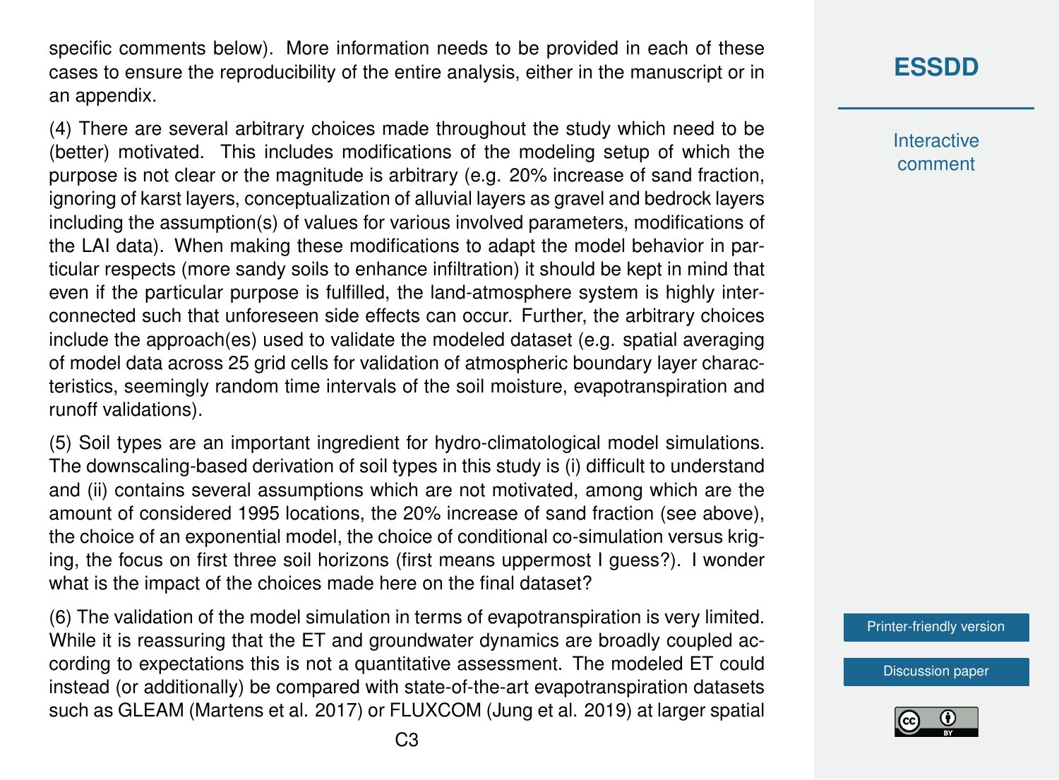specific comments below). More information needs to be provided in each of these cases to ensure the reproducibility of the entire analysis, either in the manuscript or in an appendix.

(4) There are several arbitrary choices made throughout the study which need to be (better) motivated. This includes modifications of the modeling setup of which the purpose is not clear or the magnitude is arbitrary (e.g. 20% increase of sand fraction, ignoring of karst layers, conceptualization of alluvial layers as gravel and bedrock layers including the assumption(s) of values for various involved parameters, modifications of the LAI data). When making these modifications to adapt the model behavior in particular respects (more sandy soils to enhance infiltration) it should be kept in mind that even if the particular purpose is fulfilled, the land-atmosphere system is highly interconnected such that unforeseen side effects can occur. Further, the arbitrary choices include the approach(es) used to validate the modeled dataset (e.g. spatial averaging of model data across 25 grid cells for validation of atmospheric boundary layer characteristics, seemingly random time intervals of the soil moisture, evapotranspiration and runoff validations).

(5) Soil types are an important ingredient for hydro-climatological model simulations. The downscaling-based derivation of soil types in this study is (i) difficult to understand and (ii) contains several assumptions which are not motivated, among which are the amount of considered 1995 locations, the 20% increase of sand fraction (see above), the choice of an exponential model, the choice of conditional co-simulation versus kriging, the focus on first three soil horizons (first means uppermost I guess?). I wonder what is the impact of the choices made here on the final dataset?

(6) The validation of the model simulation in terms of evapotranspiration is very limited. While it is reassuring that the ET and groundwater dynamics are broadly coupled according to expectations this is not a quantitative assessment. The modeled ET could instead (or additionally) be compared with state-of-the-art evapotranspiration datasets such as GLEAM (Martens et al. 2017) or FLUXCOM (Jung et al. 2019) at larger spatial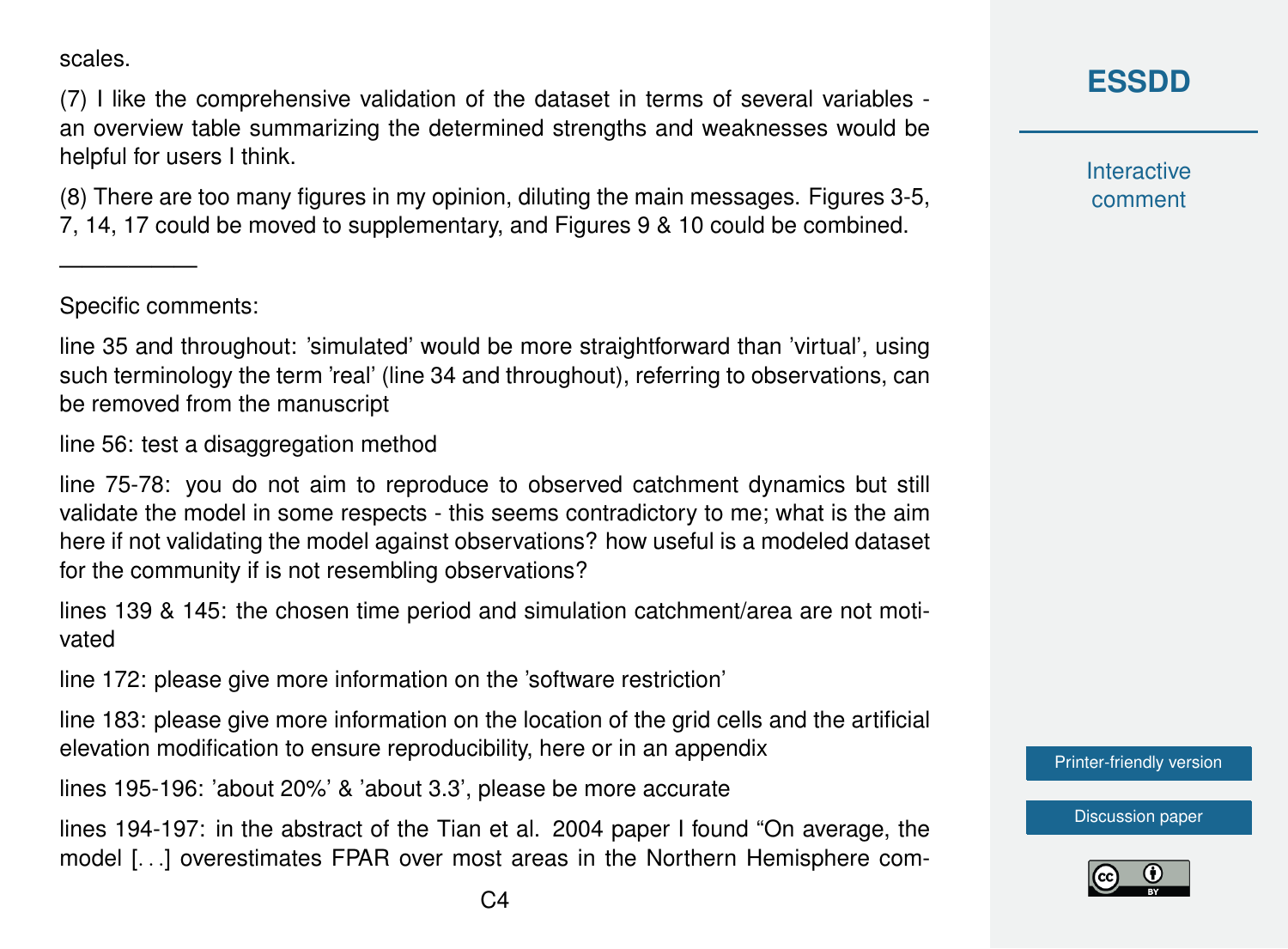scales.

(7) I like the comprehensive validation of the dataset in terms of several variables - an overview table summarizing the determined strengths and weaknesses would be helpful for users I think.

(8) There are too many figures in my opinion, diluting the main messages. Figures 3-5, 7, 14, 17 could be moved to supplementary, and Figures 9 & 10 could be combined.

---

Specific comments:

line 35 and throughout: 'simulated' would be more straightforward than 'virtual', using such terminology the term 'real' (line 34 and throughout), referring to observations, can be removed from the manuscript

line 56: test a disaggregation method

line 75-78: you do not aim to reproduce to observed catchment dynamics but still validate the model in some respects - this seems contradictory to me; what is the aim here if not validating the model against observations? how useful is a modeled dataset for the community if is not resembling observations?

lines 139 & 145: the chosen time period and simulation catchment/area are not motivated

line 172: please give more information on the 'software restriction'

line 183: please give more information on the location of the grid cells and the artificial elevation modification to ensure reproducibility, here or in an appendix

lines 195-196: 'about 20%' & 'about 3.3', please be more accurate

lines 194-197: in the abstract of the Tian et al. 2004 paper I found "On average, the model [. . .] overestimates FPAR over most areas in the Northern Hemisphere com-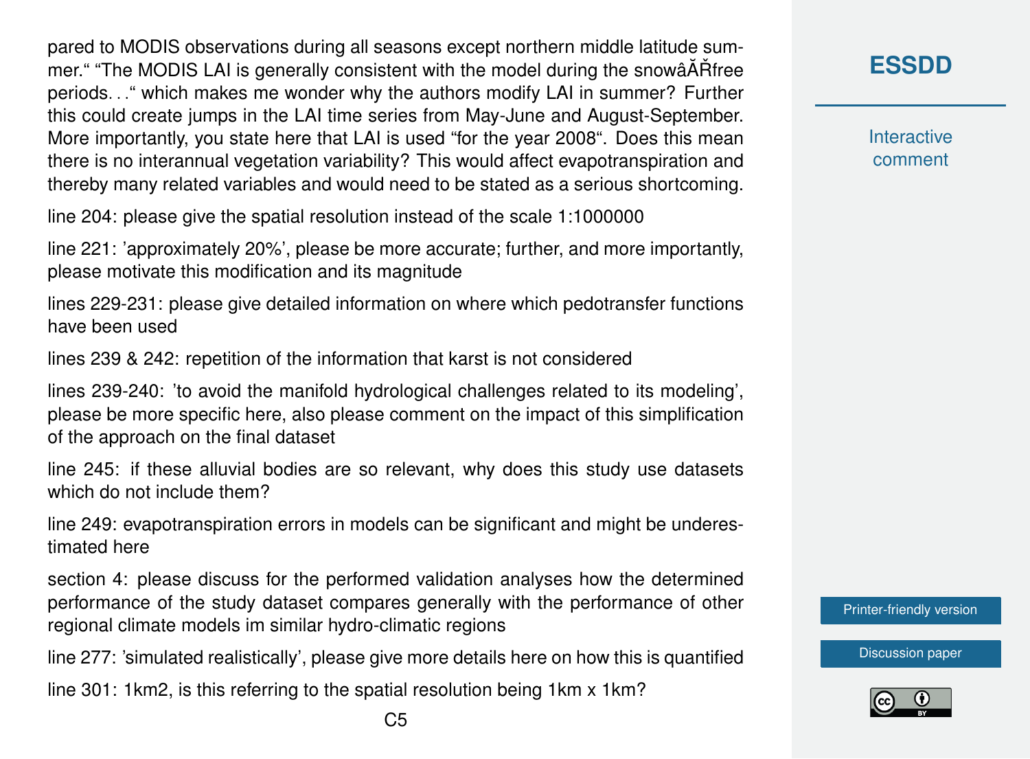pared to MODIS observations during all seasons except northern middle latitude summer." "The MODIS LAI is generally consistent with the model during the snowâĂŘfree periods. . ." which makes me wonder why the authors modify LAI in summer? Further this could create jumps in the LAI time series from May-June and August-September. More importantly, you state here that LAI is used "for the year 2008". Does this mean there is no interannual vegetation variability? This would affect evapotranspiration and thereby many related variables and would need to be stated as a serious shortcoming.

line 204: please give the spatial resolution instead of the scale 1:1000000

line 221: 'approximately 20%', please be more accurate; further, and more importantly, please motivate this modification and its magnitude

lines 229-231: please give detailed information on where which pedotransfer functions have been used

lines 239 & 242: repetition of the information that karst is not considered

lines 239-240: 'to avoid the manifold hydrological challenges related to its modeling', please be more specific here, also please comment on the impact of this simplification of the approach on the final dataset

line 245: if these alluvial bodies are so relevant, why does this study use datasets which do not include them?

line 249: evapotranspiration errors in models can be significant and might be underestimated here

section 4: please discuss for the performed validation analyses how the determined performance of the study dataset compares generally with the performance of other regional climate models im similar hydro-climatic regions

line 277: 'simulated realistically', please give more details here on how this is quantified

line 301: 1km2, is this referring to the spatial resolution being 1km x 1km?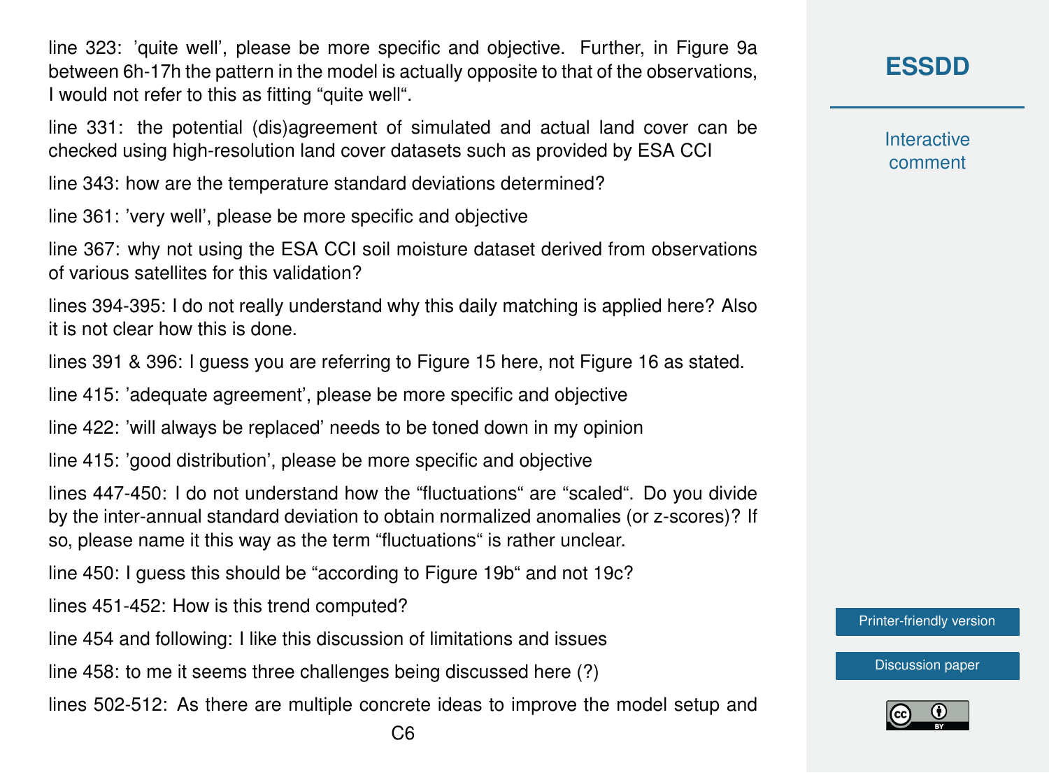line 323: 'quite well', please be more specific and objective. Further, in Figure 9a between 6h-17h the pattern in the model is actually opposite to that of the observations, I would not refer to this as fitting "quite well".

line 331: the potential (dis)agreement of simulated and actual land cover can be checked using high-resolution land cover datasets such as provided by ESA CCI

line 343: how are the temperature standard deviations determined?

line 361: 'very well', please be more specific and objective

line 367: why not using the ESA CCI soil moisture dataset derived from observations of various satellites for this validation?

lines 394-395: I do not really understand why this daily matching is applied here? Also it is not clear how this is done.

lines 391 & 396: I guess you are referring to Figure 15 here, not Figure 16 as stated.

line 415: 'adequate agreement', please be more specific and objective

line 422: 'will always be replaced' needs to be toned down in my opinion

line 415: 'good distribution', please be more specific and objective

lines 447-450: I do not understand how the "fluctuations" are "scaled". Do you divide by the inter-annual standard deviation to obtain normalized anomalies (or z-scores)? If so, please name it this way as the term "fluctuations" is rather unclear.

line 450: I guess this should be "according to Figure 19b" and not 19c?

lines 451-452: How is this trend computed?

line 454 and following: I like this discussion of limitations and issues

line 458: to me it seems three challenges being discussed here (?)

lines 502-512: As there are multiple concrete ideas to improve the model setup and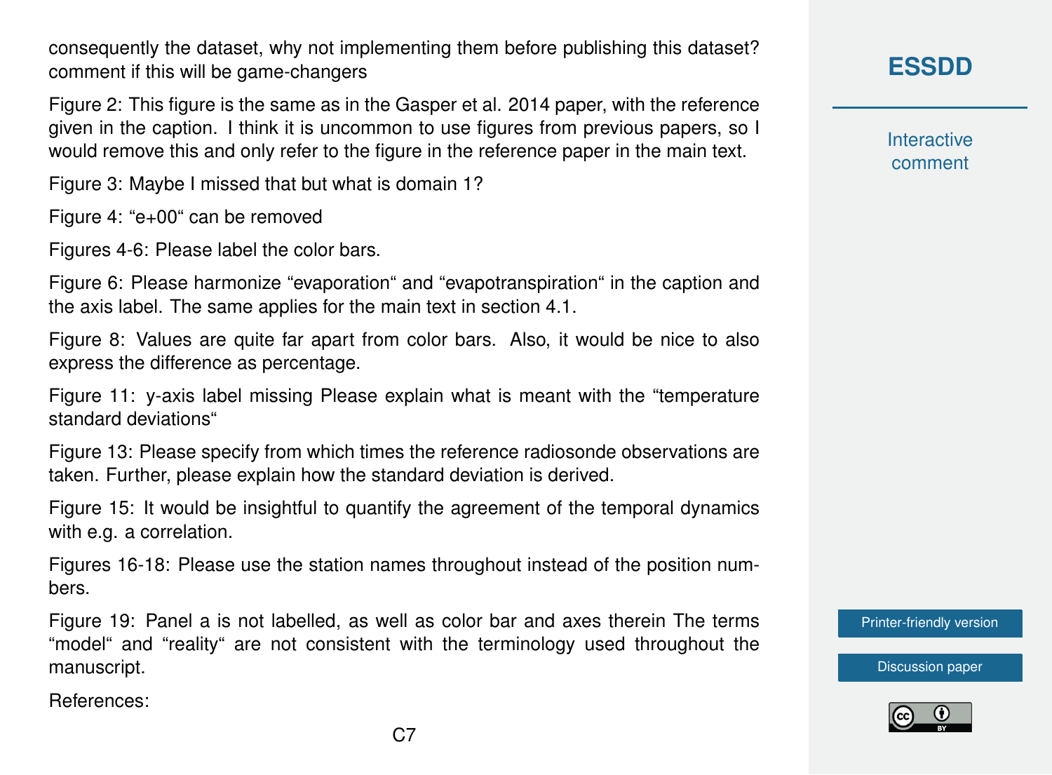consequently the dataset, why not implementing them before publishing this dataset? comment if this will be game-changers

Figure 2: This figure is the same as in the Gasper et al. 2014 paper, with the reference given in the caption. I think it is uncommon to use figures from previous papers, so I would remove this and only refer to the figure in the reference paper in the main text.

Figure 3: Maybe I missed that but what is domain 1?

Figure 4: “e+00“ can be removed

Figures 4-6: Please label the color bars.

Figure 6: Please harmonize “evaporation“ and “evapotranspiration“ in the caption and the axis label. The same applies for the main text in section 4.1.

Figure 8: Values are quite far apart from color bars. Also, it would be nice to also express the difference as percentage.

Figure 11: y-axis label missing Please explain what is meant with the “temperature standard deviations“

Figure 13: Please specify from which times the reference radiosonde observations are taken. Further, please explain how the standard deviation is derived.

Figure 15: It would be insightful to quantify the agreement of the temporal dynamics with e.g. a correlation.

Figures 16-18: Please use the station names throughout instead of the position numbers.

Figure 19: Panel a is not labelled, as well as color bar and axes therein The terms “model“ and “reality“ are not consistent with the terminology used throughout the manuscript.

References: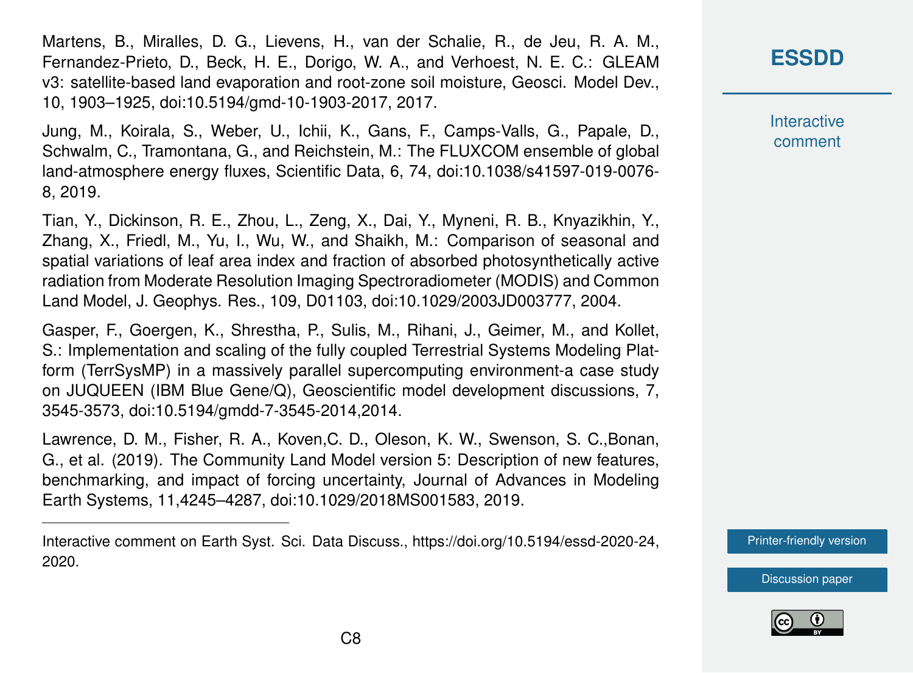Martens, B., Miralles, D. G., Lievens, H., van der Schalie, R., de Jeu, R. A. M., Fernandez-Prieto, D., Beck, H. E., Dorigo, W. A., and Verhoest, N. E. C.: GLEAM v3: satellite-based land evaporation and root-zone soil moisture, Geosci. Model Dev., 10, 1903–1925, doi:10.5194/gmd-10-1903-2017, 2017.

Jung, M., Koirala, S., Weber, U., Ichii, K., Gans, F., Camps-Valls, G., Papale, D., Schwalm, C., Tramontana, G., and Reichstein, M.: The FLUXCOM ensemble of global land-atmosphere energy fluxes, Scientific Data, 6, 74, doi:10.1038/s41597-019-0076-8, 2019.

Tian, Y., Dickinson, R. E., Zhou, L., Zeng, X., Dai, Y., Myneni, R. B., Knyazikhin, Y., Zhang, X., Friedl, M., Yu, I., Wu, W., and Shaikh, M.: Comparison of seasonal and spatial variations of leaf area index and fraction of absorbed photosynthetically active radiation from Moderate Resolution Imaging Spectroradiometer (MODIS) and Common Land Model, J. Geophys. Res., 109, D01103, doi:10.1029/2003JD003777, 2004.

Gasper, F., Goergen, K., Shrestha, P., Sulis, M., Rihani, J., Geimer, M., and Kollet, S.: Implementation and scaling of the fully coupled Terrestrial Systems Modeling Platform (TerrSysMP) in a massively parallel supercomputing environment-a case study on JUQUEEN (IBM Blue Gene/Q), Geoscientific model development discussions, 7, 3545-3573, doi:10.5194/gmdd-7-3545-2014,2014.

Lawrence, D. M., Fisher, R. A., Koven,C. D., Oleson, K. W., Swenson, S. C.,Bonan, G., et al. (2019). The Community Land Model version 5: Description of new features, benchmarking, and impact of forcing uncertainty, Journal of Advances in Modeling Earth Systems, 11,4245–4287, doi:10.1029/2018MS001583, 2019.

---

Interactive comment on Earth Syst. Sci. Data Discuss., https://doi.org/10.5194/essd-2020-24, 2020.